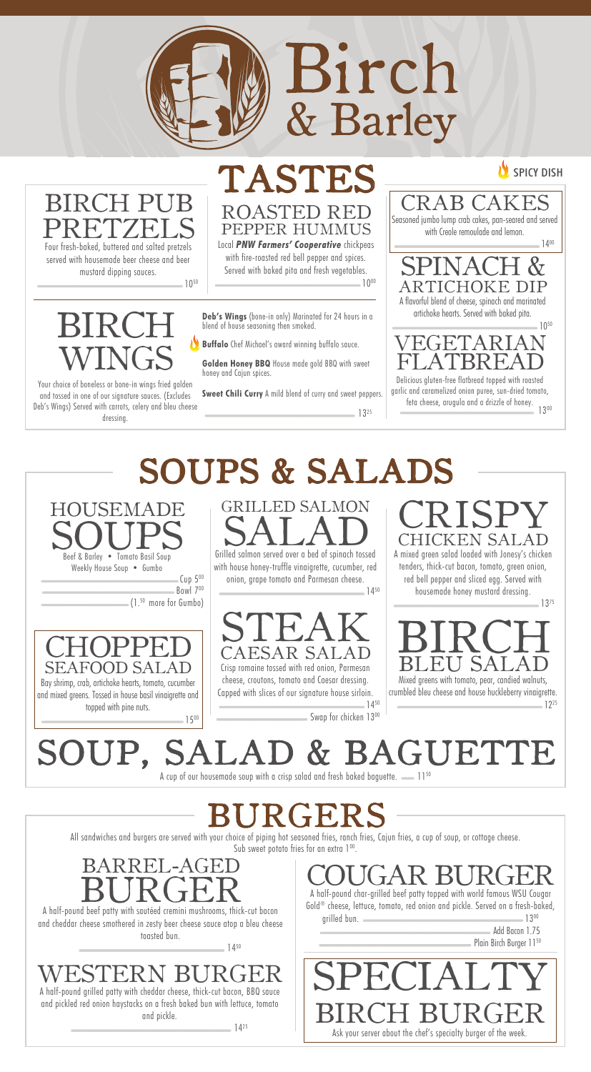# Birch & Barley

# TASTES

SPICY DISH

## BIRCH PUB PRETZELS

Four fresh-baked, buttered and salted pretzels served with housemade beer cheese and beer mustard dipping sauces.

10.50

## ROASTED RED PEPPER HUMMUS

Local ***PNW Farmers' Cooperative*** chickpeas with fire-roasted red bell pepper and spices. Served with baked pita and fresh vegetables.

10.00

## CRAB CAKES

Seasoned jumbo lump crab cakes, pan-seared and served with Creole remoulade and lemon.

14.00

## SPINACH & ARTICHOKE DIP

A flavorful blend of cheese, spinach and marinated artichoke hearts. Served with baked pita.

10.50

## BIRCH WINGS

Your choice of boneless or bone-in wings fried golden and tossed in one of our signature sauces. (Excludes Deb's Wings) Served with carrots, celery and bleu cheese dressing.

**Deb's Wings** (bone-in only) Marinated for 24 hours in a blend of house seasoning then smoked.

**Buffalo** Chef Michael's award winning buffalo sauce.

**Golden Honey BBQ** House made gold BBQ with sweet honey and Cajun spices.

**Sweet Chili Curry** A mild blend of curry and sweet peppers.

13.25

## VEGETARIAN FLATBREAD

Delicious gluten-free flatbread topped with roasted garlic and caramelized onion puree, sun-dried tomato, feta cheese, arugula and a drizzle of honey.

13.00

# SOUPS & SALADS

## HOUSEMADE SOUPS

Beef & Barley • Tomato Basil Soup

Weekly House Soup • Gumbo

Cup 5.00

Bowl 7.00

(1.50 more for Gumbo)

## GRILLED SALMON SALAD

Grilled salmon served over a bed of spinach tossed with house honey-truffle vinaigrette, cucumber, red onion, grape tomato and Parmesan cheese.

14.50

## CRISPY CHICKEN SALAD

A mixed green salad loaded with Jonesy's chicken tenders, thick-cut bacon, tomato, green onion, red bell pepper and sliced egg. Served with housemade honey mustard dressing.

13.75

## CHOPPED SEAFOOD SALAD

Bay shrimp, crab, artichoke hearts, tomato, cucumber and mixed greens. Tossed in house basil vinaigrette and topped with pine nuts.

15.00

## STEAK CAESAR SALAD

Crisp romaine tossed with red onion, Parmesan cheese, croutons, tomato and Caesar dressing. Capped with slices of our signature house sirloin.

14.50

Swap for chicken 13.00

## BIRCH BLEU SALAD

Mixed greens with tomato, pear, candied walnuts, crumbled bleu cheese and house huckleberry vinaigrette.

12.25

# SOUP, SALAD & BAGUETTE

A cup of our housemade soup with a crisp salad and fresh baked baguette. 11.50

# BURGERS

All sandwiches and burgers are served with your choice of piping hot seasoned fries, ranch fries, Cajun fries, a cup of soup, or cottage cheese. Sub sweet potato fries for an extra 1.00.

## BARREL-AGED BURGER

A half-pound beef patty with sautéed cremini mushrooms, thick-cut bacon and cheddar cheese smothered in zesty beer cheese sauce atop a bleu cheese toasted bun.

14.50

## COUGAR BURGER

A half-pound char-grilled beef patty topped with world famous WSU Cougar Gold® cheese, lettuce, tomato, red onion and pickle. Served on a fresh-baked, grilled bun.

13.00

Add Bacon 1.75

Plain Birch Burger 11.50

## WESTERN BURGER

A half-pound grilled patty with cheddar cheese, thick-cut bacon, BBQ sauce and pickled red onion haystacks on a fresh baked bun with lettuce, tomato and pickle.

14.25

## SPECIALTY BIRCH BURGER

Ask your server about the chef's specialty burger of the week.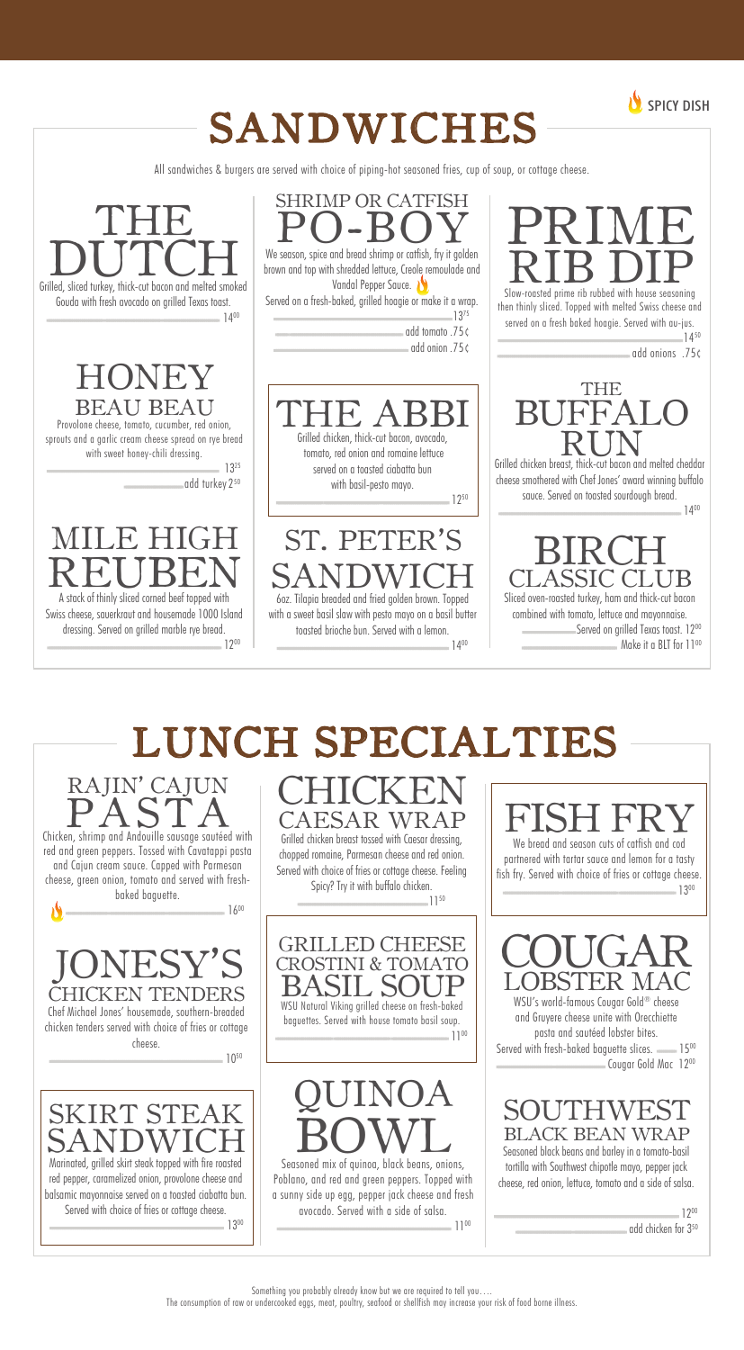SPICY DISH

# SANDWICHES

All sandwiches & burgers are served with choice of piping-hot seasoned fries, cup of soup, or cottage cheese.

## THE DUTCH

Grilled, sliced turkey, thick-cut bacon and melted smoked Gouda with fresh avocado on grilled Texas toast.

14.00

## HONEY BEAU BEAU

Provolone cheese, tomato, cucumber, red onion, sprouts and a garlic cream cheese spread on rye bread with sweet honey-chili dressing.

13.25

add turkey 2.50

## MILE HIGH REUBEN

A stack of thinly sliced corned beef topped with Swiss cheese, sauerkraut and housemade 1000 Island dressing. Served on grilled marble rye bread.

12.00

## SHRIMP OR CATFISH PO-BOY

We season, spice and bread shrimp or catfish, fry it golden brown and top with shredded lettuce, Creole remoulade and Vandal Pepper Sauce. (Spicy)

Served on a fresh-baked, grilled hoagie or make it a wrap.

13.75

add tomato .75¢

add onion .75¢

## THE ABBI

Grilled chicken, thick-cut bacon, avocado, tomato, red onion and romaine lettuce served on a toasted ciabatta bun with basil-pesto mayo.

12.50

## ST. PETER'S SANDWICH

6oz. Tilapia breaded and fried golden brown. Topped with a sweet basil slaw with pesto mayo on a basil butter toasted brioche bun. Served with a lemon.

14.00

## PRIME RIB DIP

Slow-roasted prime rib rubbed with house seasoning then thinly sliced. Topped with melted Swiss cheese and served on a fresh baked hoagie. Served with au-jus.

14.50

add onions .75¢

## THE BUFFALO RUN

Grilled chicken breast, thick-cut bacon and melted cheddar cheese smothered with Chef Jones' award winning buffalo sauce. Served on toasted sourdough bread.

14.00

## BIRCH CLASSIC CLUB

Sliced oven-roasted turkey, ham and thick-cut bacon combined with tomato, lettuce and mayonnaise.

Served on grilled Texas toast. 12.00

Make it a BLT for 11.00

# LUNCH SPECIALTIES

## RAJIN' CAJUN PASTA

Chicken, shrimp and Andouille sausage sautéed with red and green peppers. Tossed with Cavatappi pasta and Cajun cream sauce. Capped with Parmesan cheese, green onion, tomato and served with fresh-baked baguette.

(Spicy) 16.00

## JONESY'S CHICKEN TENDERS

Chef Michael Jones' housemade, southern-breaded chicken tenders served with choice of fries or cottage cheese.

10.50

## SKIRT STEAK SANDWICH

Marinated, grilled skirt steak topped with fire roasted red pepper, caramelized onion, provolone cheese and balsamic mayonnaise served on a toasted ciabatta bun. Served with choice of fries or cottage cheese.

13.00

## CHICKEN CAESAR WRAP

Grilled chicken breast tossed with Caesar dressing, chopped romaine, Parmesan cheese and red onion. Served with choice of fries or cottage cheese. Feeling Spicy? Try it with buffalo chicken.

11.50

## GRILLED CHEESE CROSTINI & TOMATO BASIL SOUP

WSU Natural Viking grilled cheese on fresh-baked baguettes. Served with house tomato basil soup.

11.00

## QUINOA BOWL

Seasoned mix of quinoa, black beans, onions, Poblano, and red and green peppers. Topped with a sunny side up egg, pepper jack cheese and fresh avocado. Served with a side of salsa.

11.00

## FISH FRY

We bread and season cuts of catfish and cod partnered with tartar sauce and lemon for a tasty fish fry. Served with choice of fries or cottage cheese.

13.00

## COUGAR LOBSTER MAC

WSU's world-famous Cougar Gold® cheese and Gruyere cheese unite with Orecchiette pasta and sautéed lobster bites.

Served with fresh-baked baguette slices. 15.00

Cougar Gold Mac 12.00

## SOUTHWEST BLACK BEAN WRAP

Seasoned black beans and barley in a tomato-basil tortilla with Southwest chipotle mayo, pepper jack cheese, red onion, lettuce, tomato and a side of salsa.

12.00

add chicken for 3.50

Something you probably already know but we are required to tell you….
The consumption of raw or undercooked eggs, meat, poultry, seafood or shellfish may increase your risk of food borne illness.